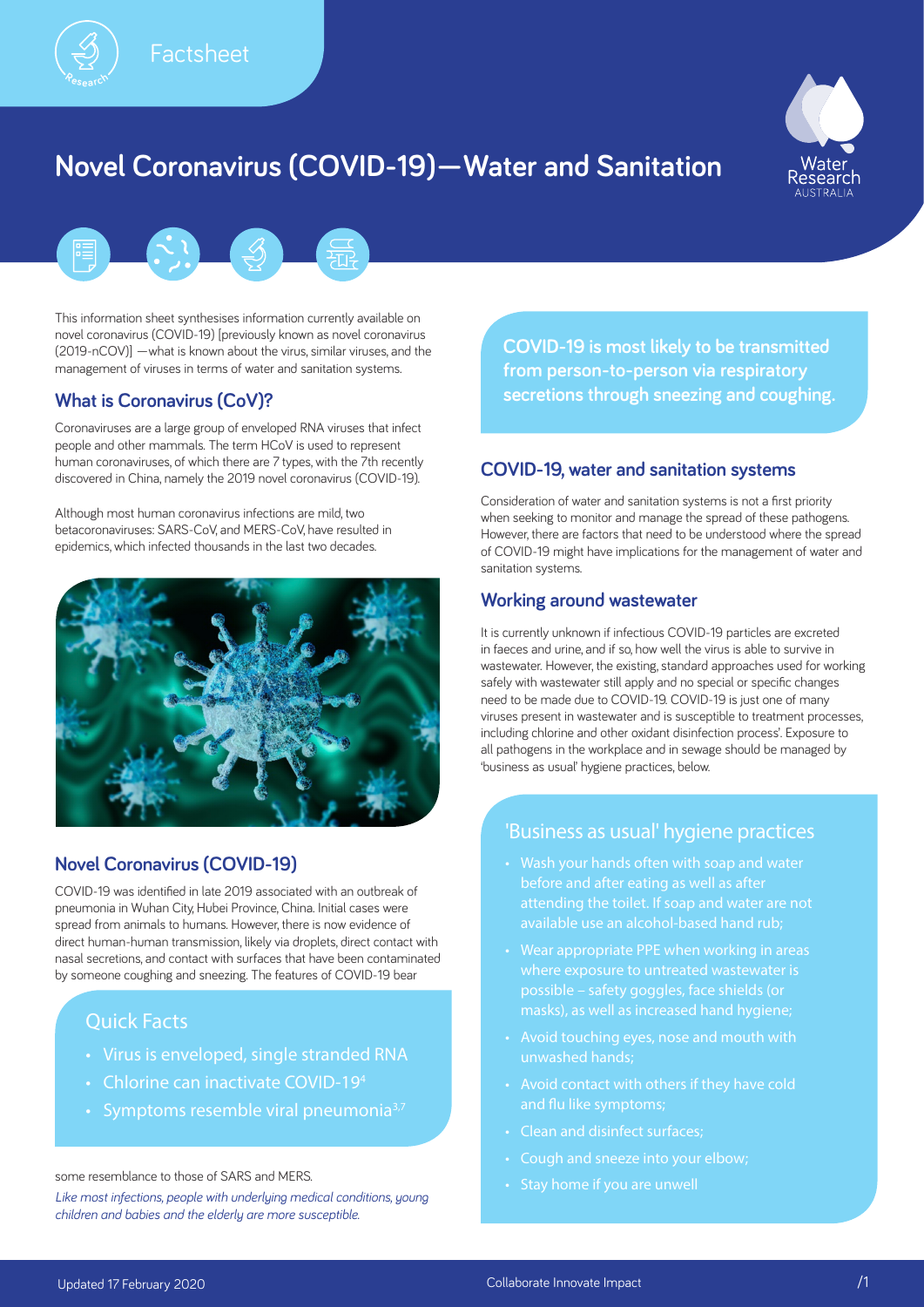Factsheet

# Novel Coronavirus (COVID-19)—Water and Sanitation

This information sheet synthesises information currently available on novel coronavirus (COVID-19) [previously known as novel coronavirus (2019-nCOV)] —what is known about the virus, similar viruses, and the management of viruses in terms of water and sanitation systems.

## What is Coronavirus (CoV)?

Coronaviruses are a large group of enveloped RNA viruses that infect people and other mammals. The term HCoV is used to represent human coronaviruses, of which there are 7 types, with the 7th recently discovered in China, namely the 2019 novel coronavirus (COVID-19).

Although most human coronavirus infections are mild, two betacoronaviruses: SARS-CoV, and MERS-CoV, have resulted in epidemics, which infected thousands in the last two decades.

## Novel Coronavirus (COVID-19)

COVID-19 was identified in late 2019 associated with an outbreak of pneumonia in Wuhan City, Hubei Province, China. Initial cases were spread from animals to humans. However, there is now evidence of direct human-human transmission, likely via droplets, direct contact with nasal secretions, and contact with surfaces that have been contaminated by someone coughing and sneezing. The features of COVID-19 bear some resemblance to those of SARS and MERS.

### Quick Facts

- Virus is enveloped, single stranded RNA
- Chlorine can inactivate COVID-19[4]
- Symptoms resemble viral pneumonia[3,7]

*Like most infections, people with underlying medical conditions, young children and babies and the elderly are more susceptible.*

**COVID-19 is most likely to be transmitted from person-to-person via respiratory secretions through sneezing and coughing.**

## COVID-19, water and sanitation systems

Consideration of water and sanitation systems is not a first priority when seeking to monitor and manage the spread of these pathogens. However, there are factors that need to be understood where the spread of COVID-19 might have implications for the management of water and sanitation systems.

## Working around wastewater

It is currently unknown if infectious COVID-19 particles are excreted in faeces and urine, and if so, how well the virus is able to survive in wastewater. However, the existing, standard approaches used for working safely with wastewater still apply and no special or specific changes need to be made due to COVID-19. COVID-19 is just one of many viruses present in wastewater and is susceptible to treatment processes, including chlorine and other oxidant disinfection process'. Exposure to all pathogens in the workplace and in sewage should be managed by 'business as usual' hygiene practices, below.

### 'Business as usual' hygiene practices

- Wash your hands often with soap and water before and after eating as well as after attending the toilet. If soap and water are not available use an alcohol-based hand rub;
- Wear appropriate PPE when working in areas where exposure to untreated wastewater is possible – safety goggles, face shields (or masks), as well as increased hand hygiene;
- Avoid touching eyes, nose and mouth with unwashed hands;
- Avoid contact with others if they have cold and flu like symptoms;
- Clean and disinfect surfaces;
- Cough and sneeze into your elbow;
- Stay home if you are unwell

Updated 17 February 2020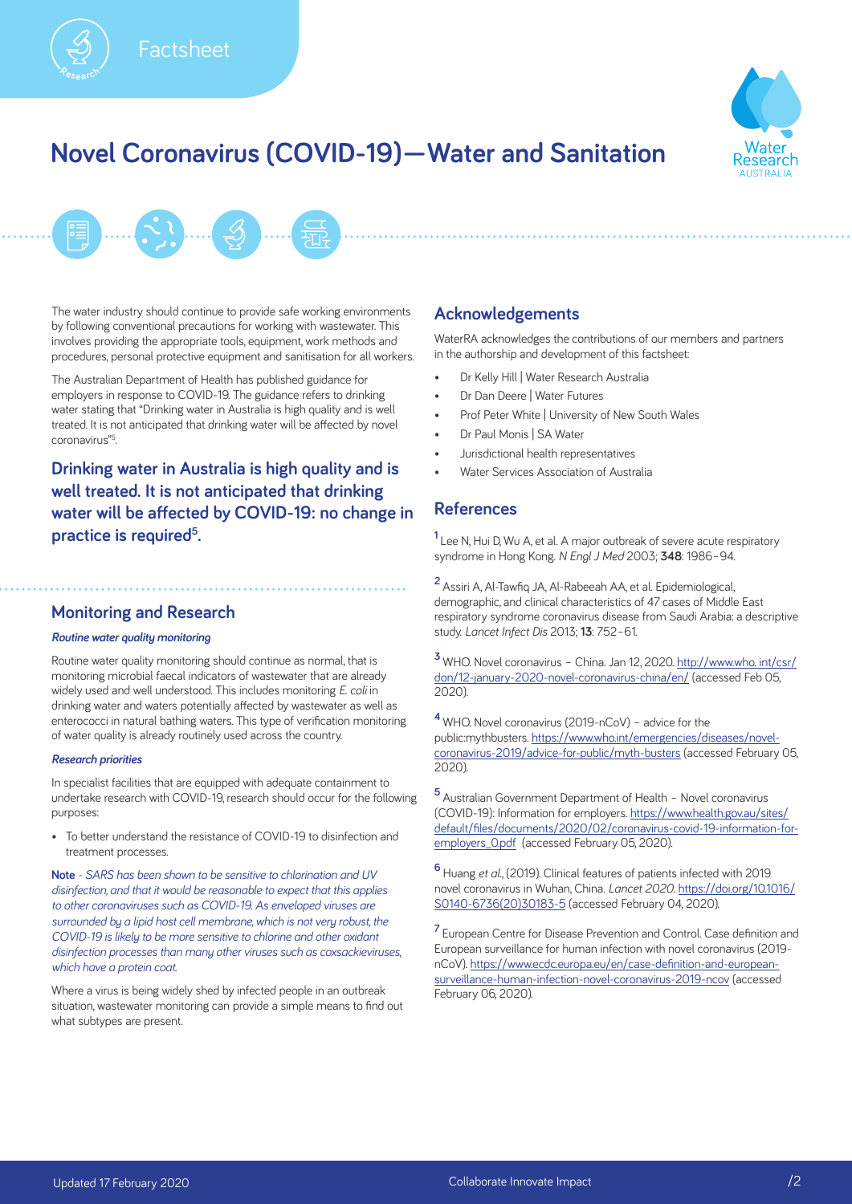Factsheet

# Novel Coronavirus (COVID-19)—Water and Sanitation

The water industry should continue to provide safe working environments by following conventional precautions for working with wastewater. This involves providing the appropriate tools, equipment, work methods and procedures, personal protective equipment and sanitisation for all workers.

The Australian Department of Health has published guidance for employers in response to COVID-19. The guidance refers to drinking water stating that "Drinking water in Australia is high quality and is well treated. It is not anticipated that drinking water will be affected by novel coronavirus"[5].

**Drinking water in Australia is high quality and is well treated. It is not anticipated that drinking water will be affected by COVID-19: no change in practice is required[5].**

## Monitoring and Research

***Routine water quality monitoring***

Routine water quality monitoring should continue as normal, that is monitoring microbial faecal indicators of wastewater that are already widely used and well understood. This includes monitoring *E. coli* in drinking water and waters potentially affected by wastewater as well as enterococci in natural bathing waters. This type of verification monitoring of water quality is already routinely used across the country.

***Research priorities***

In specialist facilities that are equipped with adequate containment to undertake research with COVID-19, research should occur for the following purposes:

- To better understand the resistance of COVID-19 to disinfection and treatment processes.

**Note** - *SARS has been shown to be sensitive to chlorination and UV disinfection, and that it would be reasonable to expect that this applies to other coronaviruses such as COVID-19. As enveloped viruses are surrounded by a lipid host cell membrane, which is not very robust, the COVID-19 is likely to be more sensitive to chlorine and other oxidant disinfection processes than many other viruses such as coxsackieviruses, which have a protein coat.*

Where a virus is being widely shed by infected people in an outbreak situation, wastewater monitoring can provide a simple means to find out what subtypes are present.

## Acknowledgements

WaterRA acknowledges the contributions of our members and partners in the authorship and development of this factsheet:

- Dr Kelly Hill | Water Research Australia
- Dr Dan Deere | Water Futures
- Prof Peter White | University of New South Wales
- Dr Paul Monis | SA Water
- Jurisdictional health representatives
- Water Services Association of Australia

## References

[1] Lee N, Hui D, Wu A, et al. A major outbreak of severe acute respiratory syndrome in Hong Kong. *N Engl J Med* 2003; **348**: 1986–94.

[2] Assiri A, Al-Tawfiq JA, Al-Rabeeah AA, et al. Epidemiological, demographic, and clinical characteristics of 47 cases of Middle East respiratory syndrome coronavirus disease from Saudi Arabia: a descriptive study. *Lancet Infect Dis* 2013; **13**: 752–61.

[3] WHO. Novel coronavirus – China. Jan 12, 2020. http://www.who. int/csr/don/12-january-2020-novel-coronavirus-china/en/ (accessed Feb 05, 2020).

[4] WHO. Novel coronavirus (2019-nCoV) – advice for the public:mythbusters. https://www.who.int/emergencies/diseases/novel-coronavirus-2019/advice-for-public/myth-busters (accessed February 05, 2020).

[5] Australian Government Department of Health – Novel coronavirus (COVID-19): Information for employers. https://www.health.gov.au/sites/default/files/documents/2020/02/coronavirus-covid-19-information-for-employers_0.pdf (accessed February 05, 2020).

[6] Huang *et al.*, (2019). Clinical features of patients infected with 2019 novel coronavirus in Wuhan, China. *Lancet 2020.* https://doi.org/10.1016/S0140-6736(20)30183-5 (accessed February 04, 2020).

[7] European Centre for Disease Prevention and Control. Case definition and European surveillance for human infection with novel coronavirus (2019-nCoV). https://www.ecdc.europa.eu/en/case-definition-and-european-surveillance-human-infection-novel-coronavirus-2019-ncov (accessed February 06, 2020).

Updated 17 February 2020